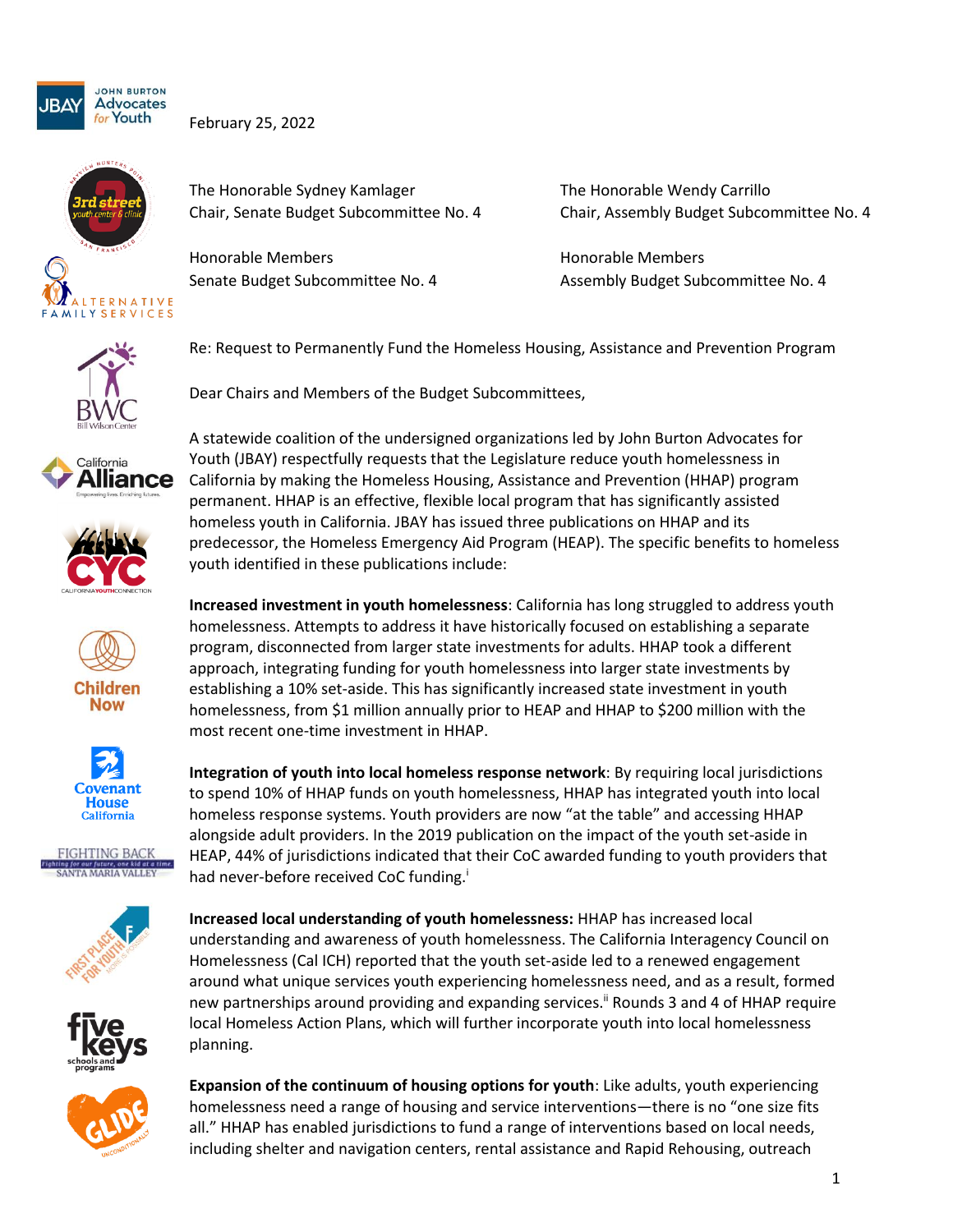February 25, 2022

The Honorable Sydney Kamlager
Chair, Senate Budget Subcommittee No. 4

Honorable Members
Senate Budget Subcommittee No. 4

The Honorable Wendy Carrillo
Chair, Assembly Budget Subcommittee No. 4

Honorable Members
Assembly Budget Subcommittee No. 4

Re: Request to Permanently Fund the Homeless Housing, Assistance and Prevention Program

Dear Chairs and Members of the Budget Subcommittees,

A statewide coalition of the undersigned organizations led by John Burton Advocates for Youth (JBAY) respectfully requests that the Legislature reduce youth homelessness in California by making the Homeless Housing, Assistance and Prevention (HHAP) program permanent. HHAP is an effective, flexible local program that has significantly assisted homeless youth in California. JBAY has issued three publications on HHAP and its predecessor, the Homeless Emergency Aid Program (HEAP). The specific benefits to homeless youth identified in these publications include:

**Increased investment in youth homelessness**: California has long struggled to address youth homelessness. Attempts to address it have historically focused on establishing a separate program, disconnected from larger state investments for adults. HHAP took a different approach, integrating funding for youth homelessness into larger state investments by establishing a 10% set-aside. This has significantly increased state investment in youth homelessness, from $1 million annually prior to HEAP and HHAP to $200 million with the most recent one-time investment in HHAP.

**Integration of youth into local homeless response network**: By requiring local jurisdictions to spend 10% of HHAP funds on youth homelessness, HHAP has integrated youth into local homeless response systems. Youth providers are now "at the table" and accessing HHAP alongside adult providers. In the 2019 publication on the impact of the youth set-aside in HEAP, 44% of jurisdictions indicated that their CoC awarded funding to youth providers that had never-before received CoC funding.[i]

**Increased local understanding of youth homelessness:** HHAP has increased local understanding and awareness of youth homelessness. The California Interagency Council on Homelessness (Cal ICH) reported that the youth set-aside led to a renewed engagement around what unique services youth experiencing homelessness need, and as a result, formed new partnerships around providing and expanding services.[ii] Rounds 3 and 4 of HHAP require local Homeless Action Plans, which will further incorporate youth into local homelessness planning.

**Expansion of the continuum of housing options for youth**: Like adults, youth experiencing homelessness need a range of housing and service interventions—there is no "one size fits all." HHAP has enabled jurisdictions to fund a range of interventions based on local needs, including shelter and navigation centers, rental assistance and Rapid Rehousing, outreach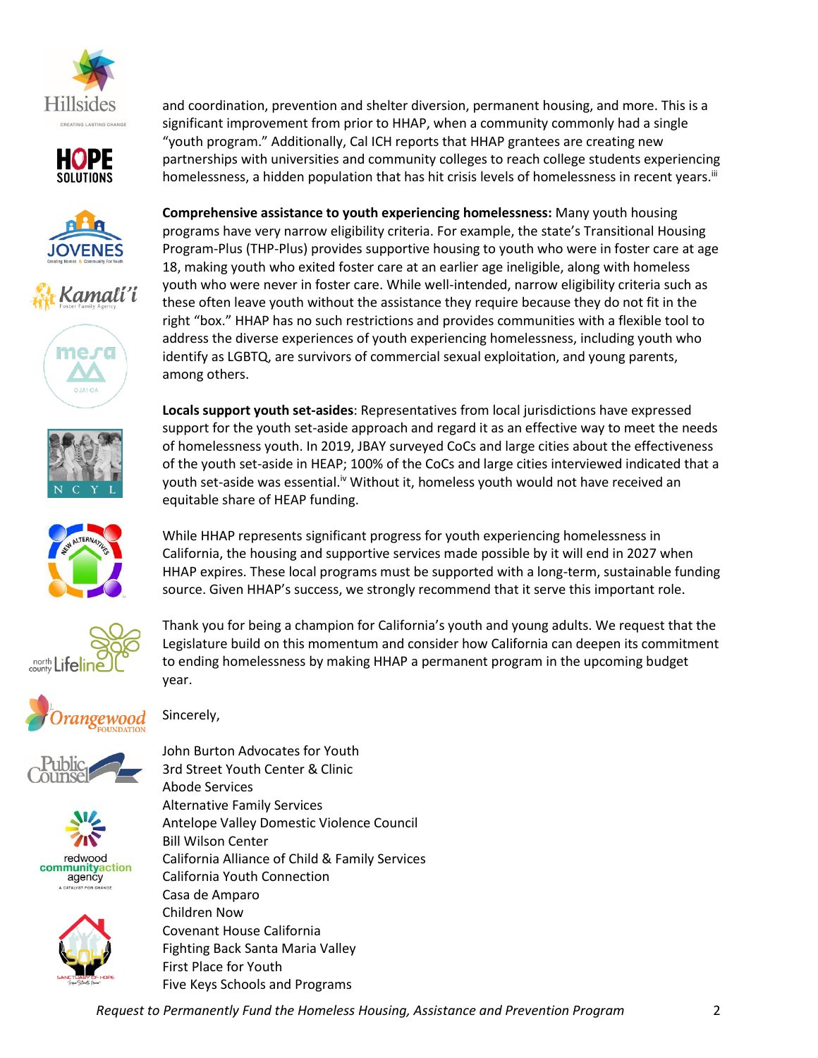and coordination, prevention and shelter diversion, permanent housing, and more. This is a significant improvement from prior to HHAP, when a community commonly had a single "youth program." Additionally, Cal ICH reports that HHAP grantees are creating new partnerships with universities and community colleges to reach college students experiencing homelessness, a hidden population that has hit crisis levels of homelessness in recent years.[iii]

**Comprehensive assistance to youth experiencing homelessness:** Many youth housing programs have very narrow eligibility criteria. For example, the state's Transitional Housing Program-Plus (THP-Plus) provides supportive housing to youth who were in foster care at age 18, making youth who exited foster care at an earlier age ineligible, along with homeless youth who were never in foster care. While well-intended, narrow eligibility criteria such as these often leave youth without the assistance they require because they do not fit in the right "box." HHAP has no such restrictions and provides communities with a flexible tool to address the diverse experiences of youth experiencing homelessness, including youth who identify as LGBTQ, are survivors of commercial sexual exploitation, and young parents, among others.

**Locals support youth set-asides**: Representatives from local jurisdictions have expressed support for the youth set-aside approach and regard it as an effective way to meet the needs of homelessness youth. In 2019, JBAY surveyed CoCs and large cities about the effectiveness of the youth set-aside in HEAP; 100% of the CoCs and large cities interviewed indicated that a youth set-aside was essential.[iv] Without it, homeless youth would not have received an equitable share of HEAP funding.

While HHAP represents significant progress for youth experiencing homelessness in California, the housing and supportive services made possible by it will end in 2027 when HHAP expires. These local programs must be supported with a long-term, sustainable funding source. Given HHAP's success, we strongly recommend that it serve this important role.

Thank you for being a champion for California's youth and young adults. We request that the Legislature build on this momentum and consider how California can deepen its commitment to ending homelessness by making HHAP a permanent program in the upcoming budget year.

Sincerely,

John Burton Advocates for Youth
3rd Street Youth Center & Clinic
Abode Services
Alternative Family Services
Antelope Valley Domestic Violence Council
Bill Wilson Center
California Alliance of Child & Family Services
California Youth Connection
Casa de Amparo
Children Now
Covenant House California
Fighting Back Santa Maria Valley
First Place for Youth
Five Keys Schools and Programs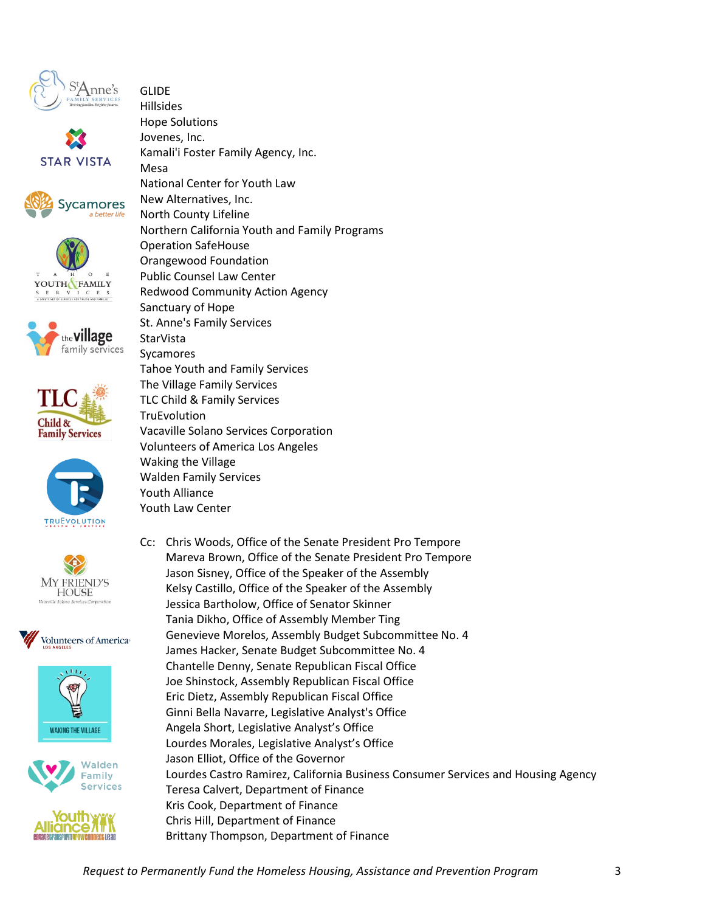GLIDE
Hillsides
Hope Solutions
Jovenes, Inc.
Kamali'i Foster Family Agency, Inc.
Mesa
National Center for Youth Law
New Alternatives, Inc.
North County Lifeline
Northern California Youth and Family Programs
Operation SafeHouse
Orangewood Foundation
Public Counsel Law Center
Redwood Community Action Agency
Sanctuary of Hope
St. Anne's Family Services
StarVista
Sycamores
Tahoe Youth and Family Services
The Village Family Services
TLC Child & Family Services
TruEvolution
Vacaville Solano Services Corporation
Volunteers of America Los Angeles
Waking the Village
Walden Family Services
Youth Alliance
Youth Law Center

Cc: Chris Woods, Office of the Senate President Pro Tempore
Mareva Brown, Office of the Senate President Pro Tempore
Jason Sisney, Office of the Speaker of the Assembly
Kelsy Castillo, Office of the Speaker of the Assembly
Jessica Bartholow, Office of Senator Skinner
Tania Dikho, Office of Assembly Member Ting
Genevieve Morelos, Assembly Budget Subcommittee No. 4
James Hacker, Senate Budget Subcommittee No. 4
Chantelle Denny, Senate Republican Fiscal Office
Joe Shinstock, Assembly Republican Fiscal Office
Eric Dietz, Assembly Republican Fiscal Office
Ginni Bella Navarre, Legislative Analyst's Office
Angela Short, Legislative Analyst's Office
Lourdes Morales, Legislative Analyst's Office
Jason Elliot, Office of the Governor
Lourdes Castro Ramirez, California Business Consumer Services and Housing Agency
Teresa Calvert, Department of Finance
Kris Cook, Department of Finance
Chris Hill, Department of Finance
Brittany Thompson, Department of Finance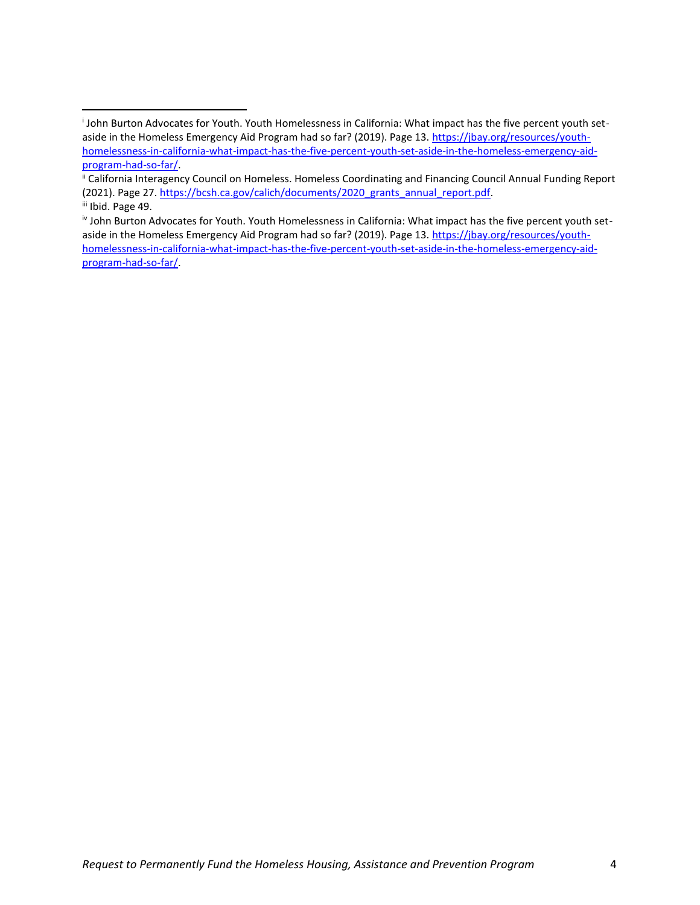---

[i] John Burton Advocates for Youth. Youth Homelessness in California: What impact has the five percent youth set-aside in the Homeless Emergency Aid Program had so far? (2019). Page 13. https://jbay.org/resources/youth-homelessness-in-california-what-impact-has-the-five-percent-youth-set-aside-in-the-homeless-emergency-aid-program-had-so-far/.

[ii] California Interagency Council on Homeless. Homeless Coordinating and Financing Council Annual Funding Report (2021). Page 27. https://bcsh.ca.gov/calich/documents/2020_grants_annual_report.pdf.

[iii] Ibid. Page 49.

[iv] John Burton Advocates for Youth. Youth Homelessness in California: What impact has the five percent youth set-aside in the Homeless Emergency Aid Program had so far? (2019). Page 13. https://jbay.org/resources/youth-homelessness-in-california-what-impact-has-the-five-percent-youth-set-aside-in-the-homeless-emergency-aid-program-had-so-far/.